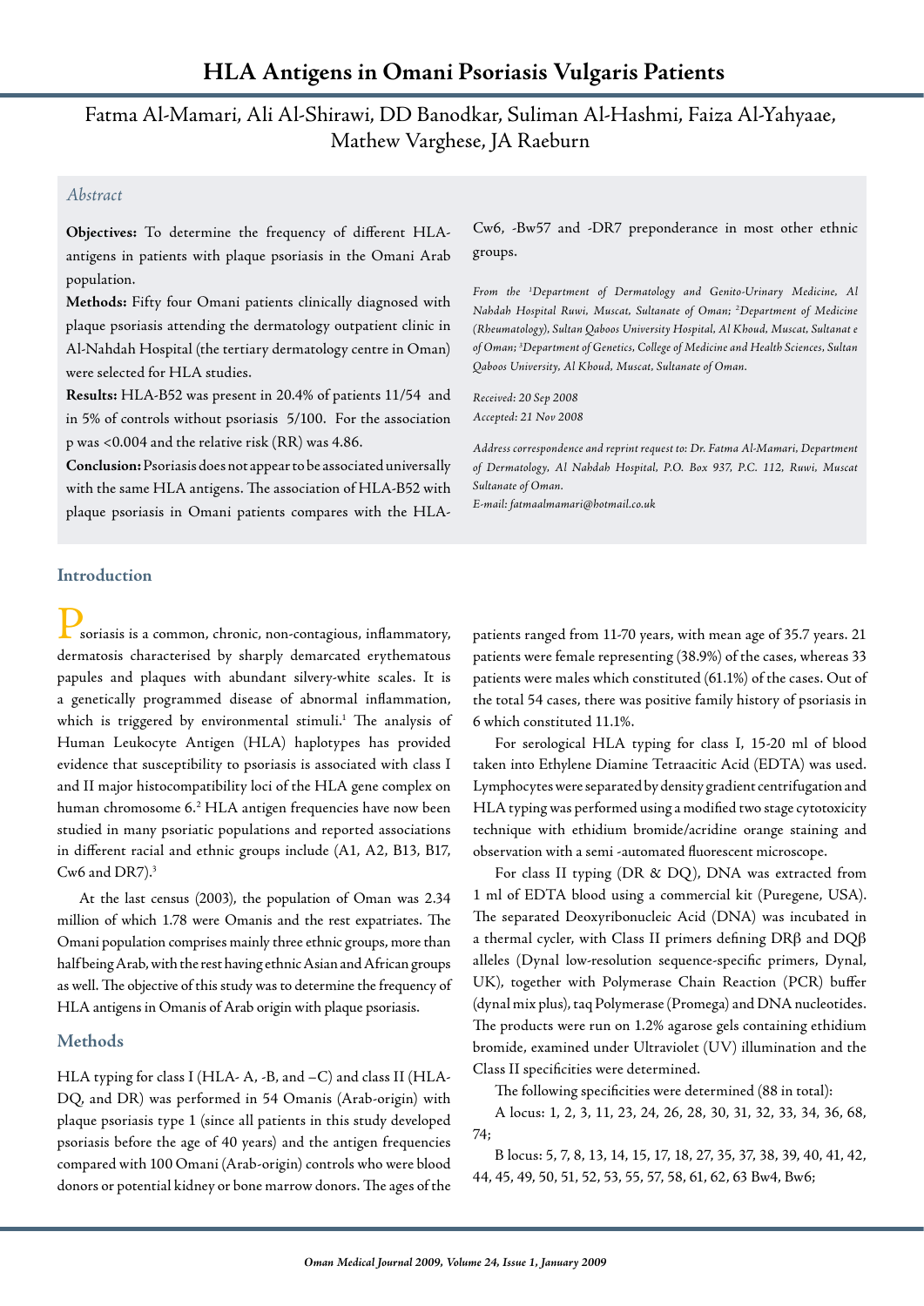# HLA Antigens in Omani Psoriasis Vulgaris Patients

Fatma Al-Mamari, Ali Al-Shirawi, DD Banodkar, Suliman Al-Hashmi, Faiza Al-Yahyaae, Mathew Varghese, JA Raeburn

*Abstract*

**Objectives:** To determine the frequency of different HLA-antigens in patients with plaque psoriasis in the Omani Arab population.

**Methods:** Fifty four Omani patients clinically diagnosed with plaque psoriasis attending the dermatology outpatient clinic in Al-Nahdah Hospital (the tertiary dermatology centre in Oman) were selected for HLA studies.

**Results:** HLA-B52 was present in 20.4% of patients 11/54 and in 5% of controls without psoriasis 5/100. For the association p was <0.004 and the relative risk (RR) was 4.86.

**Conclusion:** Psoriasis does not appear to be associated universally with the same HLA antigens. The association of HLA-B52 with plaque psoriasis in Omani patients compares with the HLA-Cw6, -Bw57 and -DR7 preponderance in most other ethnic groups.

*From the [1]Department of Dermatology and Genito-Urinary Medicine, Al Nahdah Hospital Ruwi, Muscat, Sultanate of Oman; [2]Department of Medicine (Rheumatology), Sultan Qaboos University Hospital, Al Khoud, Muscat, Sultanat e of Oman; [3]Department of Genetics, College of Medicine and Health Sciences, Sultan Qaboos University, Al Khoud, Muscat, Sultanate of Oman.*

*Received: 20 Sep 2008*
*Accepted: 21 Nov 2008*

*Address correspondence and reprint request to: Dr. Fatma Al-Mamari, Department of Dermatology, Al Nahdah Hospital, P.O. Box 937, P.C. 112, Ruwi, Muscat Sultanate of Oman.*
*E-mail: fatmaalmamari@hotmail.co.uk*

## Introduction

Psoriasis is a common, chronic, non-contagious, inflammatory, dermatosis characterised by sharply demarcated erythematous papules and plaques with abundant silvery-white scales. It is a genetically programmed disease of abnormal inflammation, which is triggered by environmental stimuli.[1] The analysis of Human Leukocyte Antigen (HLA) haplotypes has provided evidence that susceptibility to psoriasis is associated with class I and II major histocompatibility loci of the HLA gene complex on human chromosome 6.[2] HLA antigen frequencies have now been studied in many psoriatic populations and reported associations in different racial and ethnic groups include (A1, A2, B13, B17, Cw6 and DR7).[3]

At the last census (2003), the population of Oman was 2.34 million of which 1.78 were Omanis and the rest expatriates. The Omani population comprises mainly three ethnic groups, more than half being Arab, with the rest having ethnic Asian and African groups as well. The objective of this study was to determine the frequency of HLA antigens in Omanis of Arab origin with plaque psoriasis.

## Methods

HLA typing for class I (HLA- A, -B, and –C) and class II (HLA-DQ, and DR) was performed in 54 Omanis (Arab-origin) with plaque psoriasis type 1 (since all patients in this study developed psoriasis before the age of 40 years) and the antigen frequencies compared with 100 Omani (Arab-origin) controls who were blood donors or potential kidney or bone marrow donors. The ages of the patients ranged from 11-70 years, with mean age of 35.7 years. 21 patients were female representing (38.9%) of the cases, whereas 33 patients were males which constituted (61.1%) of the cases. Out of the total 54 cases, there was positive family history of psoriasis in 6 which constituted 11.1%.

For serological HLA typing for class I, 15-20 ml of blood taken into Ethylene Diamine Tetraacitic Acid (EDTA) was used. Lymphocytes were separated by density gradient centrifugation and HLA typing was performed using a modified two stage cytotoxicity technique with ethidium bromide/acridine orange staining and observation with a semi -automated fluorescent microscope.

For class II typing (DR & DQ), DNA was extracted from 1 ml of EDTA blood using a commercial kit (Puregene, USA). The separated Deoxyribonucleic Acid (DNA) was incubated in a thermal cycler, with Class II primers defining DR$\beta$ and DQ$\beta$ alleles (Dynal low-resolution sequence-specific primers, Dynal, UK), together with Polymerase Chain Reaction (PCR) buffer (dynal mix plus), taq Polymerase (Promega) and DNA nucleotides. The products were run on 1.2% agarose gels containing ethidium bromide, examined under Ultraviolet (UV) illumination and the Class II specificities were determined.

The following specificities were determined (88 in total):

A locus: 1, 2, 3, 11, 23, 24, 26, 28, 30, 31, 32, 33, 34, 36, 68, 74;

B locus: 5, 7, 8, 13, 14, 15, 17, 18, 27, 35, 37, 38, 39, 40, 41, 42, 44, 45, 49, 50, 51, 52, 53, 55, 57, 58, 61, 62, 63 Bw4, Bw6;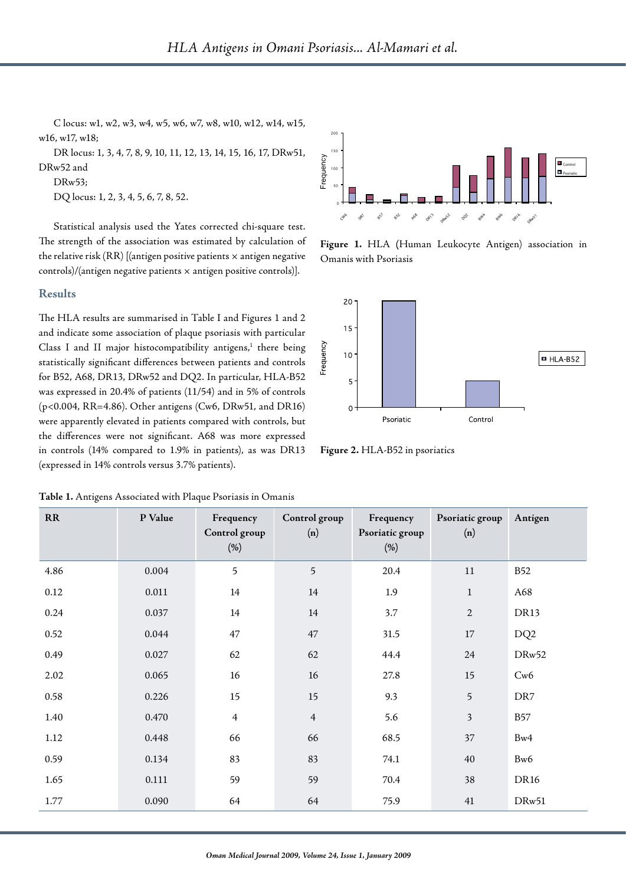C locus: w1, w2, w3, w4, w5, w6, w7, w8, w10, w12, w14, w15, w16, w17, w18;

DR locus: 1, 3, 4, 7, 8, 9, 10, 11, 12, 13, 14, 15, 16, 17, DRw51, DRw52 and

DRw53;

DQ locus: 1, 2, 3, 4, 5, 6, 7, 8, 52.

Statistical analysis used the Yates corrected chi-square test. The strength of the association was estimated by calculation of the relative risk (RR) [(antigen positive patients × antigen negative controls)/(antigen negative patients × antigen positive controls)].

## Results

The HLA results are summarised in Table I and Figures 1 and 2 and indicate some association of plaque psoriasis with particular Class I and II major histocompatibility antigens,[1] there being statistically significant differences between patients and controls for B52, A68, DR13, DRw52 and DQ2. In particular, HLA-B52 was expressed in 20.4% of patients (11/54) and in 5% of controls ($p<0.004$, RR=4.86). Other antigens (Cw6, DRw51, and DR16) were apparently elevated in patients compared with controls, but the differences were not significant. A68 was more expressed in controls (14% compared to 1.9% in patients), as was DR13 (expressed in 14% controls versus 3.7% patients).

**Figure 1.** HLA (Human Leukocyte Antigen) association in Omanis with Psoriasis

**Figure 2.** HLA-B52 in psoriatics

**Table 1.** Antigens Associated with Plaque Psoriasis in Omanis

| RR | P Value | Frequency Control group (%) | Control group (n) | Frequency Psoriatic group (%) | Psoriatic group (n) | Antigen |
|---|---|---|---|---|---|---|
| 4.86 | 0.004 | 5 | 5 | 20.4 | 11 | B52 |
| 0.12 | 0.011 | 14 | 14 | 1.9 | 1 | A68 |
| 0.24 | 0.037 | 14 | 14 | 3.7 | 2 | DR13 |
| 0.52 | 0.044 | 47 | 47 | 31.5 | 17 | DQ2 |
| 0.49 | 0.027 | 62 | 62 | 44.4 | 24 | DRw52 |
| 2.02 | 0.065 | 16 | 16 | 27.8 | 15 | Cw6 |
| 0.58 | 0.226 | 15 | 15 | 9.3 | 5 | DR7 |
| 1.40 | 0.470 | 4 | 4 | 5.6 | 3 | B57 |
| 1.12 | 0.448 | 66 | 66 | 68.5 | 37 | Bw4 |
| 0.59 | 0.134 | 83 | 83 | 74.1 | 40 | Bw6 |
| 1.65 | 0.111 | 59 | 59 | 70.4 | 38 | DR16 |
| 1.77 | 0.090 | 64 | 64 | 75.9 | 41 | DRw51 |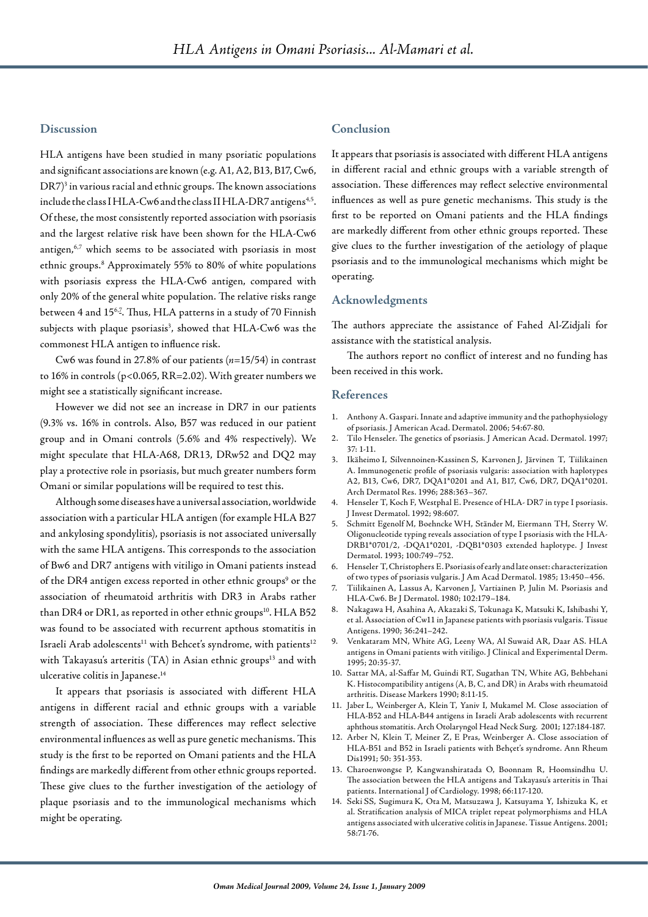## Discussion

HLA antigens have been studied in many psoriatic populations and significant associations are known (e.g. A1, A2, B13, B17, Cw6, DR7)[3] in various racial and ethnic groups. The known associations include the class I HLA-Cw6 and the class II HLA-DR7 antigens[4,5]. Of these, the most consistently reported association with psoriasis and the largest relative risk have been shown for the HLA-Cw6 antigen,[6,7] which seems to be associated with psoriasis in most ethnic groups.[8] Approximately 55% to 80% of white populations with psoriasis express the HLA-Cw6 antigen, compared with only 20% of the general white population. The relative risks range between 4 and 15[6,7]. Thus, HLA patterns in a study of 70 Finnish subjects with plaque psoriasis[3], showed that HLA-Cw6 was the commonest HLA antigen to influence risk.

Cw6 was found in 27.8% of our patients (*n*=15/54) in contrast to 16% in controls ($p<0.065$, RR=2.02). With greater numbers we might see a statistically significant increase.

However we did not see an increase in DR7 in our patients (9.3% vs. 16% in controls. Also, B57 was reduced in our patient group and in Omani controls (5.6% and 4% respectively). We might speculate that HLA-A68, DR13, DRw52 and DQ2 may play a protective role in psoriasis, but much greater numbers form Omani or similar populations will be required to test this.

Although some diseases have a universal association, worldwide association with a particular HLA antigen (for example HLA B27 and ankylosing spondylitis), psoriasis is not associated universally with the same HLA antigens. This corresponds to the association of Bw6 and DR7 antigens with vitiligo in Omani patients instead of the DR4 antigen excess reported in other ethnic groups[9] or the association of rheumatoid arthritis with DR3 in Arabs rather than DR4 or DR1, as reported in other ethnic groups[10]. HLA B52 was found to be associated with recurrent apthous stomatitis in Israeli Arab adolescents[11] with Behcet's syndrome, with patients[12] with Takayasu's arteritis (TA) in Asian ethnic groups[13] and with ulcerative colitis in Japanese.[14]

It appears that psoriasis is associated with different HLA antigens in different racial and ethnic groups with a variable strength of association. These differences may reflect selective environmental influences as well as pure genetic mechanisms. This study is the first to be reported on Omani patients and the HLA findings are markedly different from other ethnic groups reported. These give clues to the further investigation of the aetiology of plaque psoriasis and to the immunological mechanisms which might be operating.

## Conclusion

It appears that psoriasis is associated with different HLA antigens in different racial and ethnic groups with a variable strength of association. These differences may reflect selective environmental influences as well as pure genetic mechanisms. This study is the first to be reported on Omani patients and the HLA findings are markedly different from other ethnic groups reported. These give clues to the further investigation of the aetiology of plaque psoriasis and to the immunological mechanisms which might be operating.

## Acknowledgments

The authors appreciate the assistance of Fahed Al-Zidjali for assistance with the statistical analysis.

The authors report no conflict of interest and no funding has been received in this work.

## References

1. Anthony A. Gaspari. Innate and adaptive immunity and the pathophysiology of psoriasis. J American Acad. Dermatol. 2006; 54:67-80.
2. Tilo Henseler. The genetics of psoriasis. J American Acad. Dermatol. 1997; 37: 1-11.
3. Ikäheimo I, Silvennoinen-Kassinen S, Karvonen J, Järvinen T, Tiilikainen A. Immunogenetic profile of psoriasis vulgaris: association with haplotypes A2, B13, Cw6, DR7, DQA1*0201 and A1, B17, Cw6, DR7, DQA1*0201. Arch Dermatol Res. 1996; 288:363–367.
4. Henseler T, Koch F, Westphal E. Presence of HLA- DR7 in type I psoriasis. J Invest Dermatol. 1992; 98:607.
5. Schmitt Egenolf M, Boehncke WH, Ständer M, Eiermann TH, Sterry W. Oligonucleotide typing reveals association of type I psoriasis with the HLA-DRB1*0701/2, -DQA1*0201, -DQB1*0303 extended haplotype. J Invest Dermatol. 1993; 100:749–752.
6. Henseler T, Christophers E. Psoriasis of early and late onset: characterization of two types of psoriasis vulgaris. J Am Acad Dermatol. 1985; 13:450–456.
7. Tiilikainen A, Lassus A, Karvonen J, Vartiainen P, Julin M. Psoriasis and HLA-Cw6. Br J Dermatol. 1980; 102:179–184.
8. Nakagawa H, Asahina A, Akazaki S, Tokunaga K, Matsuki K, Ishibashi Y, et al. Association of Cw11 in Japanese patients with psoriasis vulgaris. Tissue Antigens. 1990; 36:241–242.
9. Venkataram MN, White AG, Leeny WA, Al Suwaid AR, Daar AS. HLA antigens in Omani patients with vitiligo. J Clinical and Experimental Derm. 1995; 20:35-37.
10. Sattar MA, al-Saffar M, Guindi RT, Sugathan TN, White AG, Behbehani K. Histocompatibility antigens (A, B, C, and DR) in Arabs with rheumatoid arthritis. Disease Markers 1990; 8:11-15.
11. Jaber L, Weinberger A, Klein T, Yaniv I, Mukamel M. Close association of HLA-B52 and HLA-B44 antigens in Israeli Arab adolescents with recurrent aphthous stomatitis. Arch Otolaryngol Head Neck Surg. 2001; 127:184-187.
12. Arber N, Klein T, Meiner Z, E Pras, Weinberger A. Close association of HLA-B51 and B52 in Israeli patients with Behçet's syndrome. Ann Rheum Dis1991; 50: 351-353.
13. Charoenwongse P, Kangwanshiratada O, Boonnam R, Hoomsindhu U. The association between the HLA antigens and Takayasu's arteritis in Thai patients. International J of Cardiology. 1998; 66:117-120.
14. Seki SS, Sugimura K, Ota M, Matsuzawa J, Katsuyama Y, Ishizuka K, et al. Stratification analysis of MICA triplet repeat polymorphisms and HLA antigens associated with ulcerative colitis in Japanese. Tissue Antigens. 2001; 58:71-76.